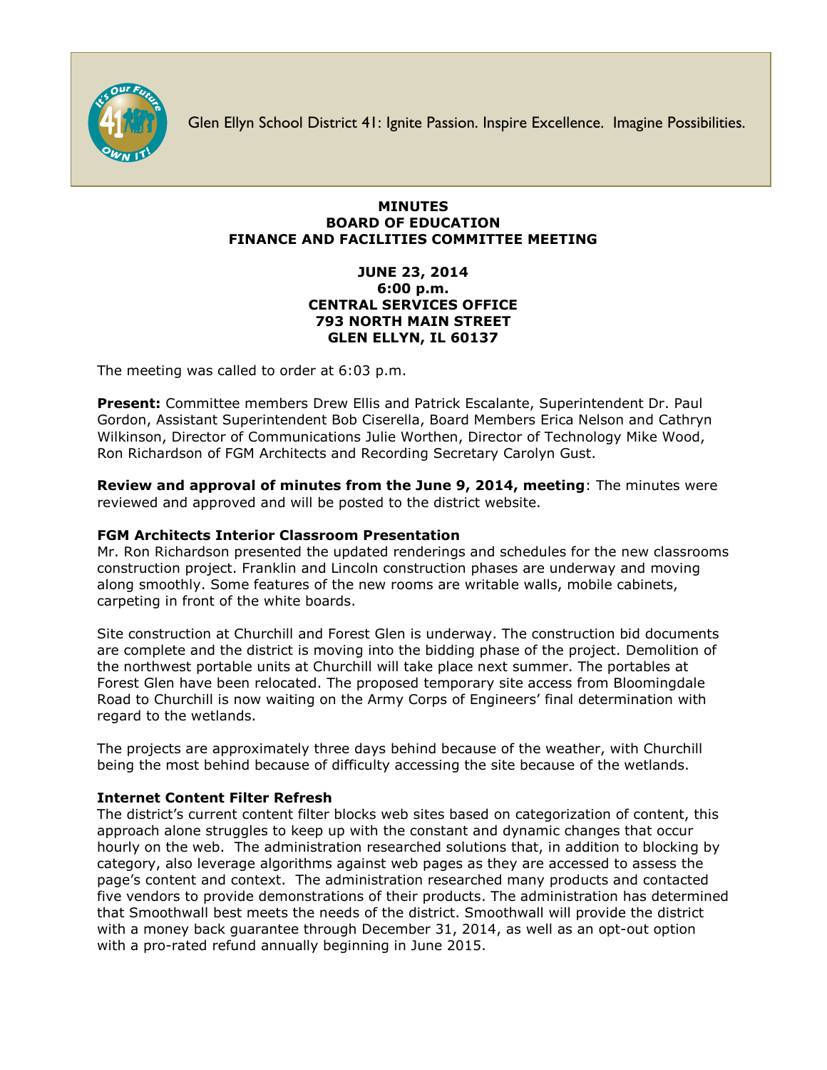Glen Ellyn School District 41: Ignite Passion. Inspire Excellence. Imagine Possibilities.

# MINUTES
# BOARD OF EDUCATION
# FINANCE AND FACILITIES COMMITTEE MEETING

**JUNE 23, 2014**
**6:00 p.m.**
**CENTRAL SERVICES OFFICE**
**793 NORTH MAIN STREET**
**GLEN ELLYN, IL 60137**

The meeting was called to order at 6:03 p.m.

**Present:** Committee members Drew Ellis and Patrick Escalante, Superintendent Dr. Paul Gordon, Assistant Superintendent Bob Ciserella, Board Members Erica Nelson and Cathryn Wilkinson, Director of Communications Julie Worthen, Director of Technology Mike Wood, Ron Richardson of FGM Architects and Recording Secretary Carolyn Gust.

**Review and approval of minutes from the June 9, 2014, meeting**: The minutes were reviewed and approved and will be posted to the district website.

**FGM Architects Interior Classroom Presentation**
Mr. Ron Richardson presented the updated renderings and schedules for the new classrooms construction project. Franklin and Lincoln construction phases are underway and moving along smoothly. Some features of the new rooms are writable walls, mobile cabinets, carpeting in front of the white boards.

Site construction at Churchill and Forest Glen is underway. The construction bid documents are complete and the district is moving into the bidding phase of the project. Demolition of the northwest portable units at Churchill will take place next summer. The portables at Forest Glen have been relocated. The proposed temporary site access from Bloomingdale Road to Churchill is now waiting on the Army Corps of Engineers' final determination with regard to the wetlands.

The projects are approximately three days behind because of the weather, with Churchill being the most behind because of difficulty accessing the site because of the wetlands.

**Internet Content Filter Refresh**
The district's current content filter blocks web sites based on categorization of content, this approach alone struggles to keep up with the constant and dynamic changes that occur hourly on the web. The administration researched solutions that, in addition to blocking by category, also leverage algorithms against web pages as they are accessed to assess the page's content and context. The administration researched many products and contacted five vendors to provide demonstrations of their products. The administration has determined that Smoothwall best meets the needs of the district. Smoothwall will provide the district with a money back guarantee through December 31, 2014, as well as an opt-out option with a pro-rated refund annually beginning in June 2015.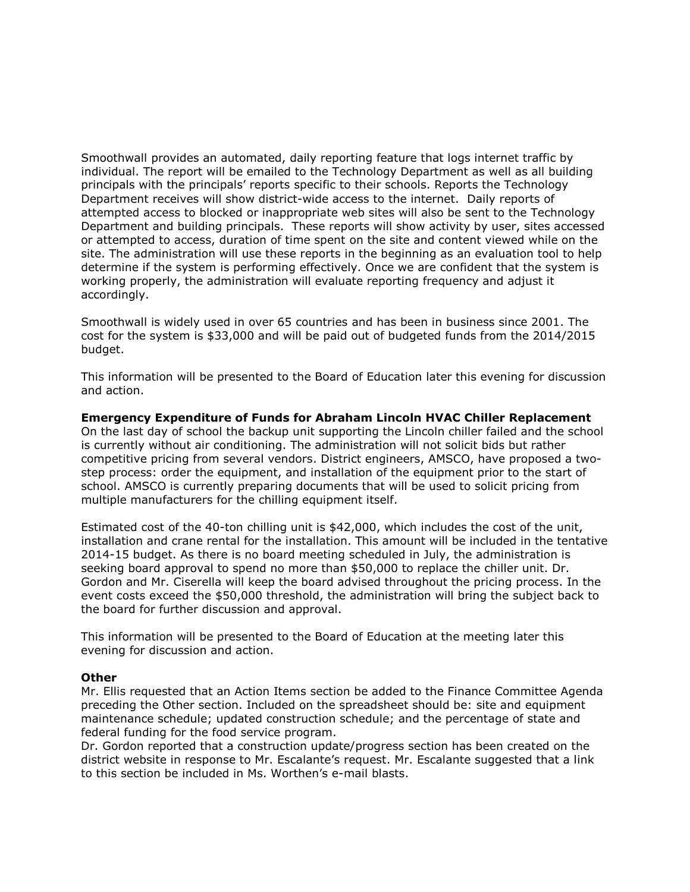Smoothwall provides an automated, daily reporting feature that logs internet traffic by individual. The report will be emailed to the Technology Department as well as all building principals with the principals' reports specific to their schools. Reports the Technology Department receives will show district-wide access to the internet. Daily reports of attempted access to blocked or inappropriate web sites will also be sent to the Technology Department and building principals. These reports will show activity by user, sites accessed or attempted to access, duration of time spent on the site and content viewed while on the site. The administration will use these reports in the beginning as an evaluation tool to help determine if the system is performing effectively. Once we are confident that the system is working properly, the administration will evaluate reporting frequency and adjust it accordingly.

Smoothwall is widely used in over 65 countries and has been in business since 2001. The cost for the system is $33,000 and will be paid out of budgeted funds from the 2014/2015 budget.

This information will be presented to the Board of Education later this evening for discussion and action.

**Emergency Expenditure of Funds for Abraham Lincoln HVAC Chiller Replacement**
On the last day of school the backup unit supporting the Lincoln chiller failed and the school is currently without air conditioning. The administration will not solicit bids but rather competitive pricing from several vendors. District engineers, AMSCO, have proposed a two-step process: order the equipment, and installation of the equipment prior to the start of school. AMSCO is currently preparing documents that will be used to solicit pricing from multiple manufacturers for the chilling equipment itself.

Estimated cost of the 40-ton chilling unit is $42,000, which includes the cost of the unit, installation and crane rental for the installation. This amount will be included in the tentative 2014-15 budget. As there is no board meeting scheduled in July, the administration is seeking board approval to spend no more than $50,000 to replace the chiller unit. Dr. Gordon and Mr. Ciserella will keep the board advised throughout the pricing process. In the event costs exceed the $50,000 threshold, the administration will bring the subject back to the board for further discussion and approval.

This information will be presented to the Board of Education at the meeting later this evening for discussion and action.

**Other**
Mr. Ellis requested that an Action Items section be added to the Finance Committee Agenda preceding the Other section. Included on the spreadsheet should be: site and equipment maintenance schedule; updated construction schedule; and the percentage of state and federal funding for the food service program.
Dr. Gordon reported that a construction update/progress section has been created on the district website in response to Mr. Escalante's request. Mr. Escalante suggested that a link to this section be included in Ms. Worthen's e-mail blasts.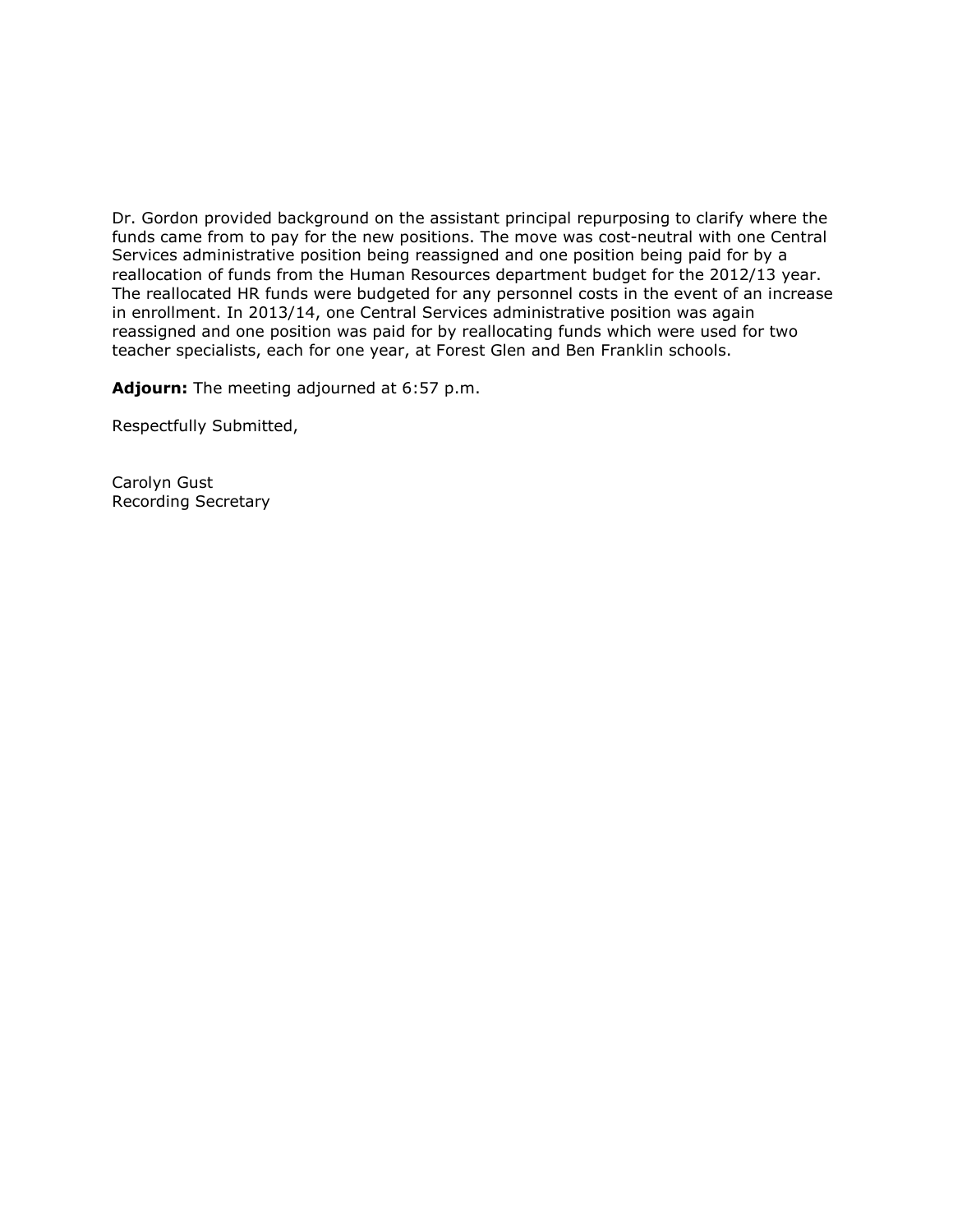Dr. Gordon provided background on the assistant principal repurposing to clarify where the funds came from to pay for the new positions. The move was cost-neutral with one Central Services administrative position being reassigned and one position being paid for by a reallocation of funds from the Human Resources department budget for the 2012/13 year. The reallocated HR funds were budgeted for any personnel costs in the event of an increase in enrollment. In 2013/14, one Central Services administrative position was again reassigned and one position was paid for by reallocating funds which were used for two teacher specialists, each for one year, at Forest Glen and Ben Franklin schools.

**Adjourn:** The meeting adjourned at 6:57 p.m.

Respectfully Submitted,

Carolyn Gust
Recording Secretary